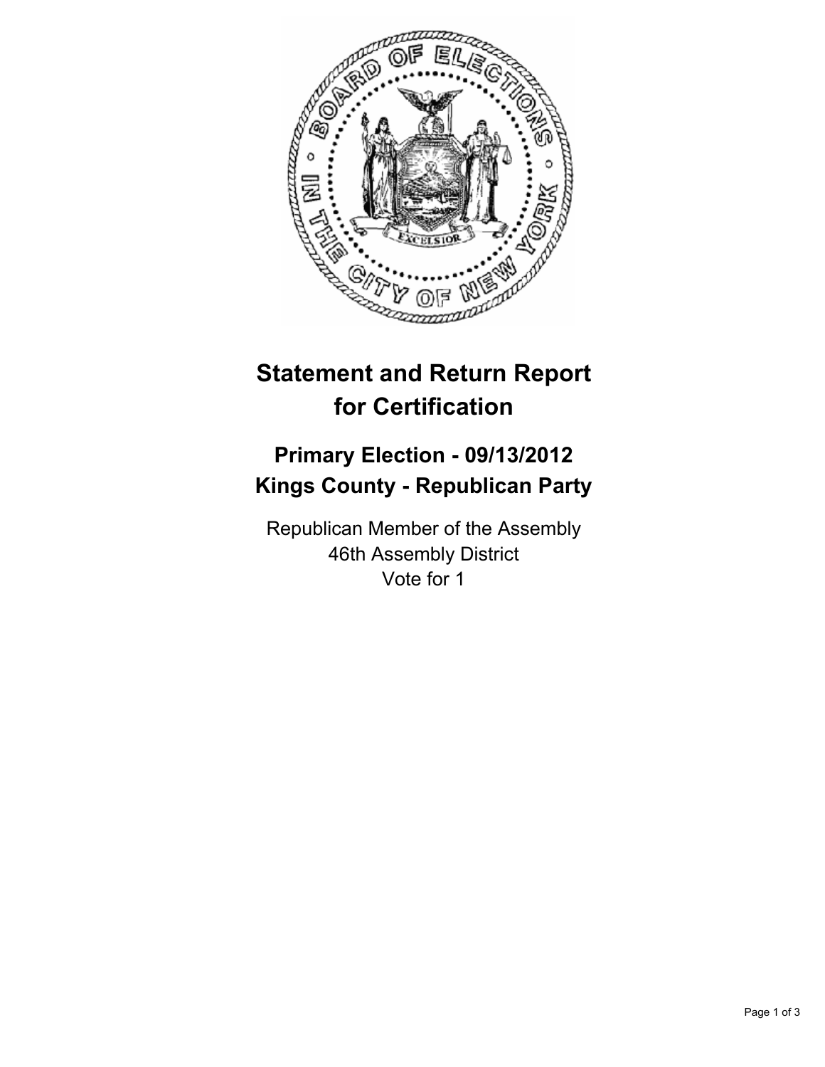# Statement and Return Report for Certification

## Primary Election - 09/13/2012
## Kings County - Republican Party

Republican Member of the Assembly
46th Assembly District
Vote for 1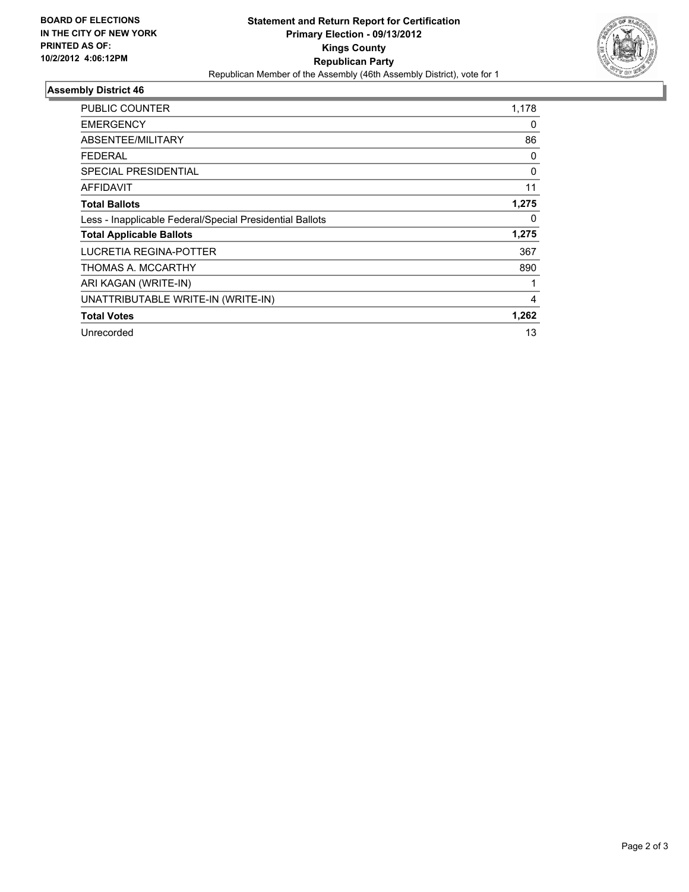**BOARD OF ELECTIONS IN THE CITY OF NEW YORK PRINTED AS OF: 10/2/2012 4:06:12PM**

# Statement and Return Report for Certification
## Primary Election - 09/13/2012
## Kings County
## Republican Party

Republican Member of the Assembly (46th Assembly District), vote for 1

### Assembly District 46

| | |
|---|---|
| PUBLIC COUNTER | 1,178 |
| EMERGENCY | 0 |
| ABSENTEE/MILITARY | 86 |
| FEDERAL | 0 |
| SPECIAL PRESIDENTIAL | 0 |
| AFFIDAVIT | 11 |
| **Total Ballots** | **1,275** |
| Less - Inapplicable Federal/Special Presidential Ballots | 0 |
| **Total Applicable Ballots** | **1,275** |
| LUCRETIA REGINA-POTTER | 367 |
| THOMAS A. MCCARTHY | 890 |
| ARI KAGAN (WRITE-IN) | 1 |
| UNATTRIBUTABLE WRITE-IN (WRITE-IN) | 4 |
| **Total Votes** | **1,262** |
| Unrecorded | 13 |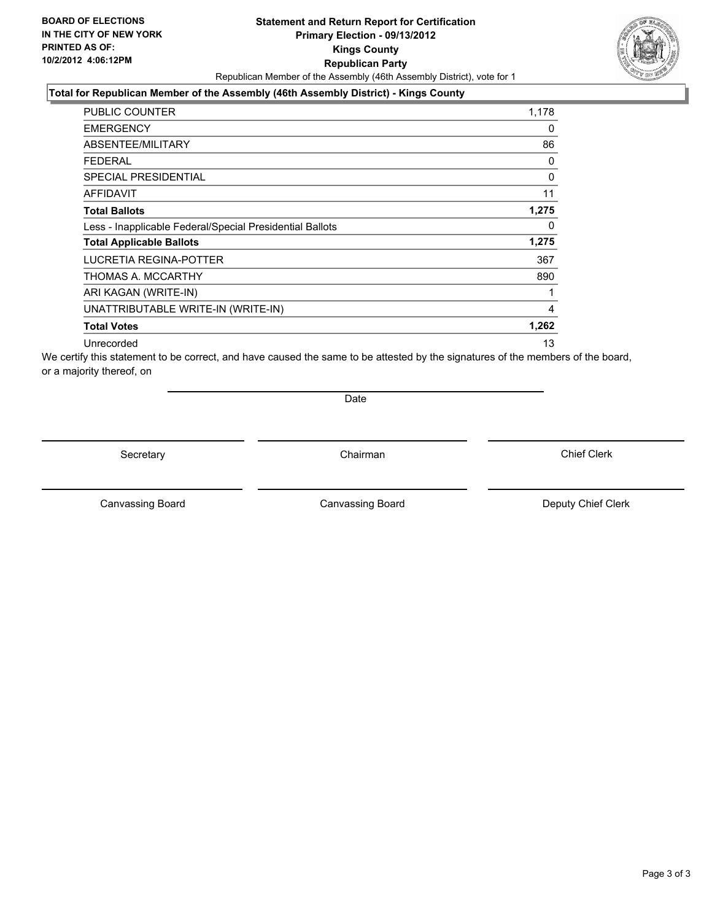**BOARD OF ELECTIONS IN THE CITY OF NEW YORK PRINTED AS OF: 10/2/2012 4:06:12PM**

# Statement and Return Report for Certification
## Primary Election - 09/13/2012
## Kings County
## Republican Party

Republican Member of the Assembly (46th Assembly District), vote for 1

**Total for Republican Member of the Assembly (46th Assembly District) - Kings County**

| | |
|---|---|
| PUBLIC COUNTER | 1,178 |
| EMERGENCY | 0 |
| ABSENTEE/MILITARY | 86 |
| FEDERAL | 0 |
| SPECIAL PRESIDENTIAL | 0 |
| AFFIDAVIT | 11 |
| **Total Ballots** | **1,275** |
| Less - Inapplicable Federal/Special Presidential Ballots | 0 |
| **Total Applicable Ballots** | **1,275** |
| LUCRETIA REGINA-POTTER | 367 |
| THOMAS A. MCCARTHY | 890 |
| ARI KAGAN (WRITE-IN) | 1 |
| UNATTRIBUTABLE WRITE-IN (WRITE-IN) | 4 |
| **Total Votes** | **1,262** |
| Unrecorded | 13 |

We certify this statement to be correct, and have caused the same to be attested by the signatures of the members of the board, or a majority thereof, on

Date

Secretary | Chairman | Chief Clerk

Canvassing Board | Canvassing Board | Deputy Chief Clerk